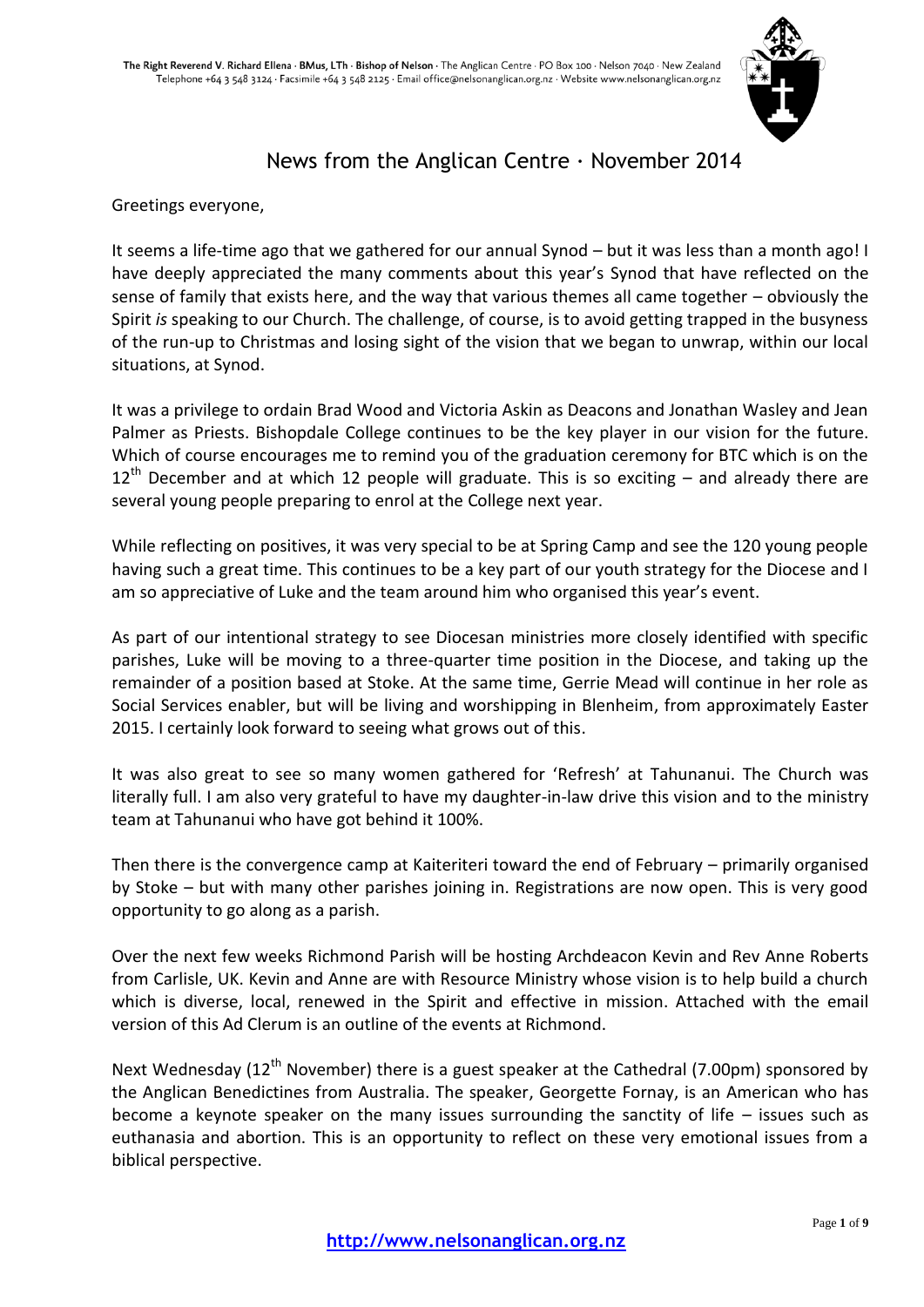The Right Reverend V. Richard Ellena · BMus, LTh · Bishop of Nelson · The Anglican Centre · PO Box 100 · Nelson 7040 · New Zealand
Telephone +64 3 548 3124 · Facsimile +64 3 548 2125 · Email office@nelsonanglican.org.nz · Website www.nelsonanglican.org.nz

# News from the Anglican Centre · November 2014

Greetings everyone,

It seems a life-time ago that we gathered for our annual Synod – but it was less than a month ago! I have deeply appreciated the many comments about this year's Synod that have reflected on the sense of family that exists here, and the way that various themes all came together – obviously the Spirit *is* speaking to our Church. The challenge, of course, is to avoid getting trapped in the busyness of the run-up to Christmas and losing sight of the vision that we began to unwrap, within our local situations, at Synod.

It was a privilege to ordain Brad Wood and Victoria Askin as Deacons and Jonathan Wasley and Jean Palmer as Priests. Bishopdale College continues to be the key player in our vision for the future. Which of course encourages me to remind you of the graduation ceremony for BTC which is on the 12th December and at which 12 people will graduate. This is so exciting – and already there are several young people preparing to enrol at the College next year.

While reflecting on positives, it was very special to be at Spring Camp and see the 120 young people having such a great time. This continues to be a key part of our youth strategy for the Diocese and I am so appreciative of Luke and the team around him who organised this year's event.

As part of our intentional strategy to see Diocesan ministries more closely identified with specific parishes, Luke will be moving to a three-quarter time position in the Diocese, and taking up the remainder of a position based at Stoke. At the same time, Gerrie Mead will continue in her role as Social Services enabler, but will be living and worshipping in Blenheim, from approximately Easter 2015. I certainly look forward to seeing what grows out of this.

It was also great to see so many women gathered for 'Refresh' at Tahunanui. The Church was literally full. I am also very grateful to have my daughter-in-law drive this vision and to the ministry team at Tahunanui who have got behind it 100%.

Then there is the convergence camp at Kaiteriteri toward the end of February – primarily organised by Stoke – but with many other parishes joining in. Registrations are now open. This is very good opportunity to go along as a parish.

Over the next few weeks Richmond Parish will be hosting Archdeacon Kevin and Rev Anne Roberts from Carlisle, UK. Kevin and Anne are with Resource Ministry whose vision is to help build a church which is diverse, local, renewed in the Spirit and effective in mission. Attached with the email version of this Ad Clerum is an outline of the events at Richmond.

Next Wednesday (12th November) there is a guest speaker at the Cathedral (7.00pm) sponsored by the Anglican Benedictines from Australia. The speaker, Georgette Fornay, is an American who has become a keynote speaker on the many issues surrounding the sanctity of life – issues such as euthanasia and abortion. This is an opportunity to reflect on these very emotional issues from a biblical perspective.

**http://www.nelsonanglican.org.nz**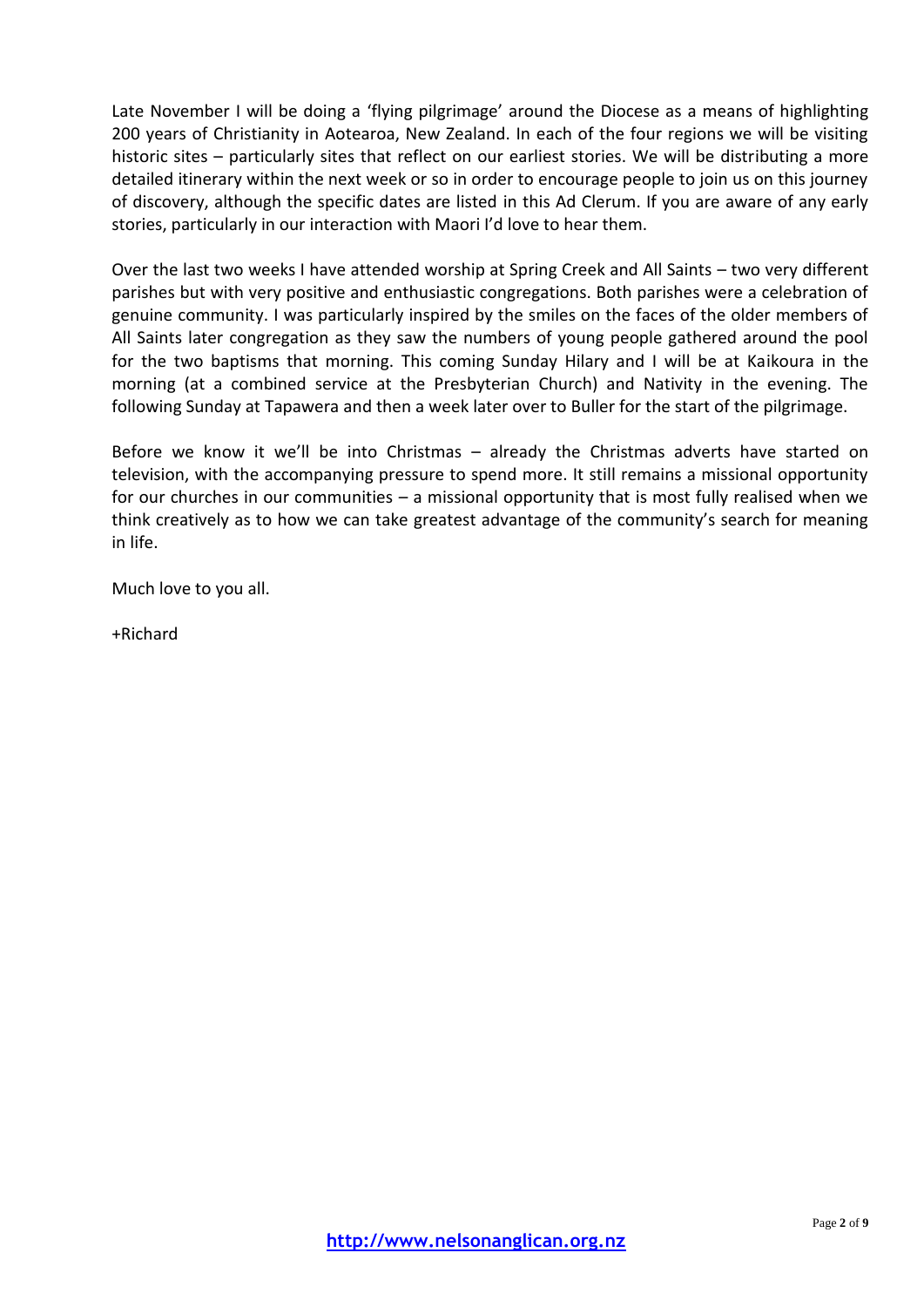Late November I will be doing a 'flying pilgrimage' around the Diocese as a means of highlighting 200 years of Christianity in Aotearoa, New Zealand. In each of the four regions we will be visiting historic sites – particularly sites that reflect on our earliest stories. We will be distributing a more detailed itinerary within the next week or so in order to encourage people to join us on this journey of discovery, although the specific dates are listed in this Ad Clerum. If you are aware of any early stories, particularly in our interaction with Maori I'd love to hear them.

Over the last two weeks I have attended worship at Spring Creek and All Saints – two very different parishes but with very positive and enthusiastic congregations. Both parishes were a celebration of genuine community. I was particularly inspired by the smiles on the faces of the older members of All Saints later congregation as they saw the numbers of young people gathered around the pool for the two baptisms that morning. This coming Sunday Hilary and I will be at Kaikoura in the morning (at a combined service at the Presbyterian Church) and Nativity in the evening. The following Sunday at Tapawera and then a week later over to Buller for the start of the pilgrimage.

Before we know it we'll be into Christmas – already the Christmas adverts have started on television, with the accompanying pressure to spend more. It still remains a missional opportunity for our churches in our communities – a missional opportunity that is most fully realised when we think creatively as to how we can take greatest advantage of the community's search for meaning in life.

Much love to you all.

+Richard

**http://www.nelsonanglican.org.nz**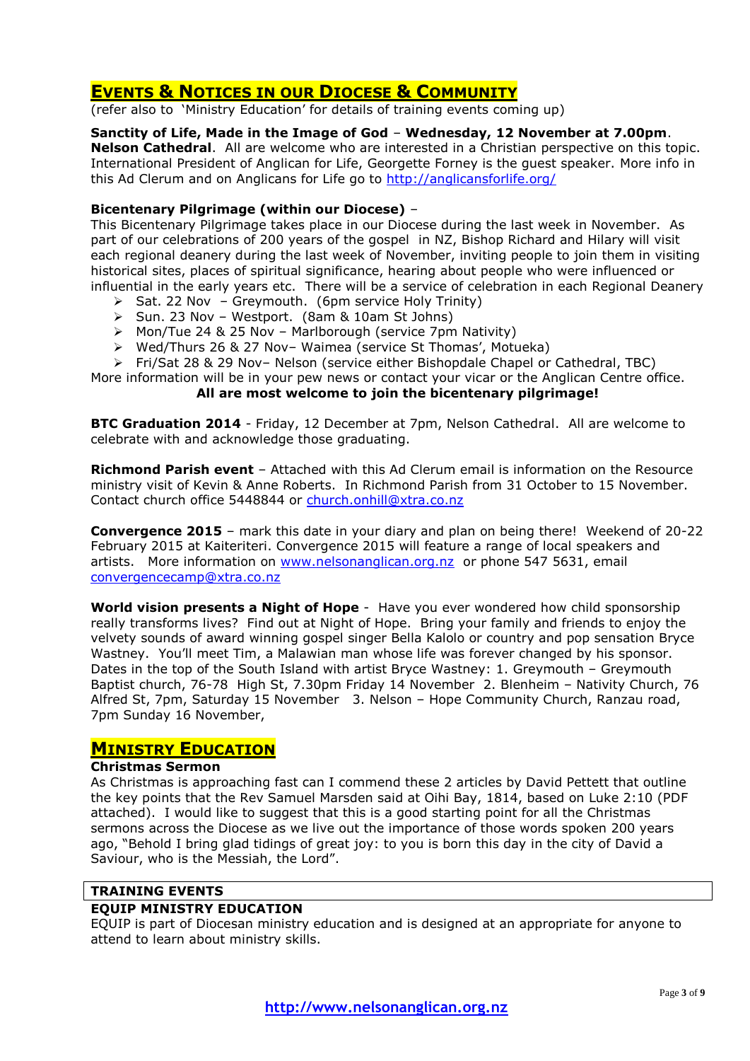## EVENTS & NOTICES IN OUR DIOCESE & COMMUNITY

(refer also to 'Ministry Education' for details of training events coming up)

**Sanctity of Life, Made in the Image of God** – **Wednesday, 12 November at 7.00pm**. **Nelson Cathedral**. All are welcome who are interested in a Christian perspective on this topic. International President of Anglican for Life, Georgette Forney is the guest speaker. More info in this Ad Clerum and on Anglicans for Life go to http://anglicansforlife.org/

**Bicentenary Pilgrimage (within our Diocese)** –
This Bicentenary Pilgrimage takes place in our Diocese during the last week in November. As part of our celebrations of 200 years of the gospel in NZ, Bishop Richard and Hilary will visit each regional deanery during the last week of November, inviting people to join them in visiting historical sites, places of spiritual significance, hearing about people who were influenced or influential in the early years etc. There will be a service of celebration in each Regional Deanery

- Sat. 22 Nov – Greymouth. (6pm service Holy Trinity)
- Sun. 23 Nov – Westport. (8am & 10am St Johns)
- Mon/Tue 24 & 25 Nov – Marlborough (service 7pm Nativity)
- Wed/Thurs 26 & 27 Nov– Waimea (service St Thomas', Motueka)
- Fri/Sat 28 & 29 Nov– Nelson (service either Bishopdale Chapel or Cathedral, TBC)

More information will be in your pew news or contact your vicar or the Anglican Centre office.

**All are most welcome to join the bicentenary pilgrimage!**

**BTC Graduation 2014** - Friday, 12 December at 7pm, Nelson Cathedral. All are welcome to celebrate with and acknowledge those graduating.

**Richmond Parish event** – Attached with this Ad Clerum email is information on the Resource ministry visit of Kevin & Anne Roberts. In Richmond Parish from 31 October to 15 November. Contact church office 5448844 or church.onhill@xtra.co.nz

**Convergence 2015** – mark this date in your diary and plan on being there! Weekend of 20-22 February 2015 at Kaiteriteri. Convergence 2015 will feature a range of local speakers and artists. More information on www.nelsonanglican.org.nz or phone 547 5631, email convergencecamp@xtra.co.nz

**World vision presents a Night of Hope** - Have you ever wondered how child sponsorship really transforms lives? Find out at Night of Hope. Bring your family and friends to enjoy the velvety sounds of award winning gospel singer Bella Kalolo or country and pop sensation Bryce Wastney. You'll meet Tim, a Malawian man whose life was forever changed by his sponsor. Dates in the top of the South Island with artist Bryce Wastney: 1. Greymouth – Greymouth Baptist church, 76-78 High St, 7.30pm Friday 14 November 2. Blenheim – Nativity Church, 76 Alfred St, 7pm, Saturday 15 November 3. Nelson – Hope Community Church, Ranzau road, 7pm Sunday 16 November,

## MINISTRY EDUCATION

### Christmas Sermon

As Christmas is approaching fast can I commend these 2 articles by David Pettett that outline the key points that the Rev Samuel Marsden said at Oihi Bay, 1814, based on Luke 2:10 (PDF attached). I would like to suggest that this is a good starting point for all the Christmas sermons across the Diocese as we live out the importance of those words spoken 200 years ago, "Behold I bring glad tidings of great joy: to you is born this day in the city of David a Saviour, who is the Messiah, the Lord".

### TRAINING EVENTS

**EQUIP MINISTRY EDUCATION**

EQUIP is part of Diocesan ministry education and is designed at an appropriate for anyone to attend to learn about ministry skills.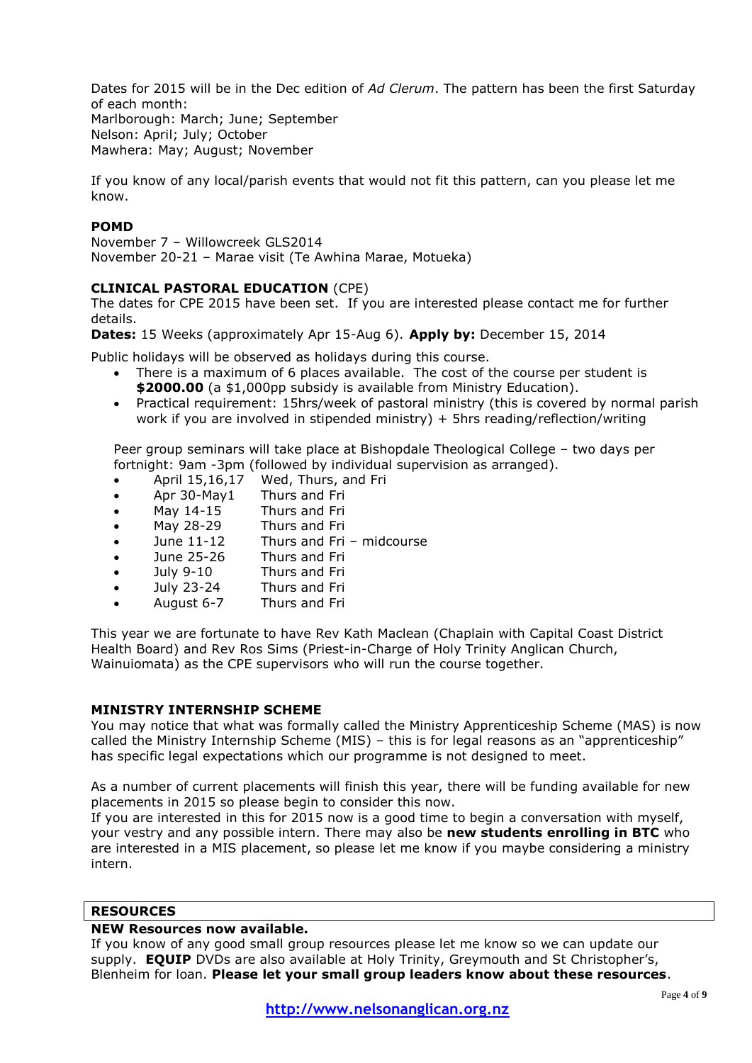Dates for 2015 will be in the Dec edition of *Ad Clerum*. The pattern has been the first Saturday of each month:
Marlborough: March; June; September
Nelson: April; July; October
Mawhera: May; August; November

If you know of any local/parish events that would not fit this pattern, can you please let me know.

**POMD**

November 7 – Willowcreek GLS2014
November 20-21 – Marae visit (Te Awhina Marae, Motueka)

**CLINICAL PASTORAL EDUCATION** (CPE)

The dates for CPE 2015 have been set. If you are interested please contact me for further details.

**Dates:** 15 Weeks (approximately Apr 15-Aug 6). **Apply by:** December 15, 2014

Public holidays will be observed as holidays during this course.

- There is a maximum of 6 places available. The cost of the course per student is **$2000.00** (a $1,000pp subsidy is available from Ministry Education).
- Practical requirement: 15hrs/week of pastoral ministry (this is covered by normal parish work if you are involved in stipended ministry) + 5hrs reading/reflection/writing

Peer group seminars will take place at Bishopdale Theological College – two days per fortnight: 9am -3pm (followed by individual supervision as arranged).

- April 15,16,17 Wed, Thurs, and Fri
- Apr 30-May1 Thurs and Fri
- May 14-15 Thurs and Fri
- May 28-29 Thurs and Fri
- June 11-12 Thurs and Fri – midcourse
- June 25-26 Thurs and Fri
- July 9-10 Thurs and Fri
- July 23-24 Thurs and Fri
- August 6-7 Thurs and Fri

This year we are fortunate to have Rev Kath Maclean (Chaplain with Capital Coast District Health Board) and Rev Ros Sims (Priest-in-Charge of Holy Trinity Anglican Church, Wainuiomata) as the CPE supervisors who will run the course together.

**MINISTRY INTERNSHIP SCHEME**

You may notice that what was formally called the Ministry Apprenticeship Scheme (MAS) is now called the Ministry Internship Scheme (MIS) – this is for legal reasons as an "apprenticeship" has specific legal expectations which our programme is not designed to meet.

As a number of current placements will finish this year, there will be funding available for new placements in 2015 so please begin to consider this now.
If you are interested in this for 2015 now is a good time to begin a conversation with myself, your vestry and any possible intern. There may also be **new students enrolling in BTC** who are interested in a MIS placement, so please let me know if you maybe considering a ministry intern.

**RESOURCES**

**NEW Resources now available.**

If you know of any good small group resources please let me know so we can update our supply. **EQUIP** DVDs are also available at Holy Trinity, Greymouth and St Christopher's, Blenheim for loan. **Please let your small group leaders know about these resources**.

**http://www.nelsonanglican.org.nz**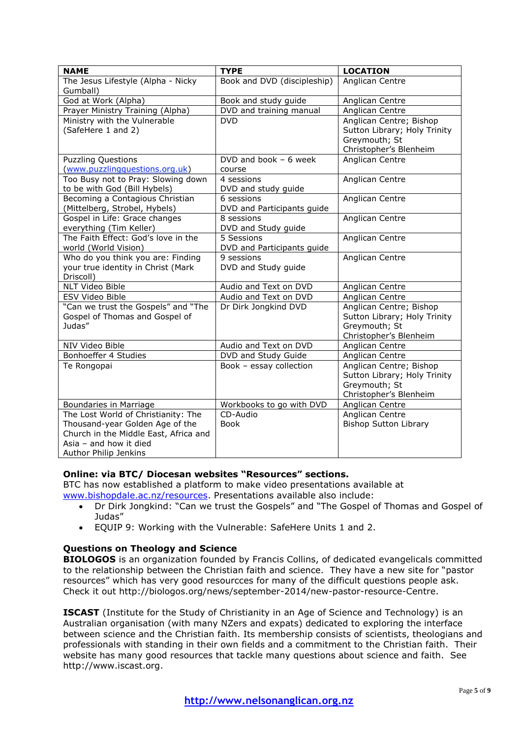| NAME | TYPE | LOCATION |
| --- | --- | --- |
| The Jesus Lifestyle (Alpha - Nicky Gumball) | Book and DVD (discipleship) | Anglican Centre |
| God at Work (Alpha) | Book and study guide | Anglican Centre |
| Prayer Ministry Training (Alpha) | DVD and training manual | Anglican Centre |
| Ministry with the Vulnerable (SafeHere 1 and 2) | DVD | Anglican Centre; Bishop Sutton Library; Holy Trinity Greymouth; St Christopher's Blenheim |
| Puzzling Questions (www.puzzlingquestions.org.uk) | DVD and book – 6 week course | Anglican Centre |
| Too Busy not to Pray: Slowing down to be with God (Bill Hybels) | 4 sessions DVD and study guide | Anglican Centre |
| Becoming a Contagious Christian (Mittelberg, Strobel, Hybels) | 6 sessions DVD and Participants guide | Anglican Centre |
| Gospel in Life: Grace changes everything (Tim Keller) | 8 sessions DVD and Study guide | Anglican Centre |
| The Faith Effect: God's love in the world (World Vision) | 5 Sessions DVD and Participants guide | Anglican Centre |
| Who do you think you are: Finding your true identity in Christ (Mark Driscoll) | 9 sessions DVD and Study guide | Anglican Centre |
| NLT Video Bible | Audio and Text on DVD | Anglican Centre |
| ESV Video Bible | Audio and Text on DVD | Anglican Centre |
| "Can we trust the Gospels" and "The Gospel of Thomas and Gospel of Judas" | Dr Dirk Jongkind DVD | Anglican Centre; Bishop Sutton Library; Holy Trinity Greymouth; St Christopher's Blenheim |
| NIV Video Bible | Audio and Text on DVD | Anglican Centre |
| Bonhoeffer 4 Studies | DVD and Study Guide | Anglican Centre |
| Te Rongopai | Book – essay collection | Anglican Centre; Bishop Sutton Library; Holy Trinity Greymouth; St Christopher's Blenheim |
| Boundaries in Marriage | Workbooks to go with DVD | Anglican Centre |
| The Lost World of Christianity: The Thousand-year Golden Age of the Church in the Middle East, Africa and Asia – and how it died Author Philip Jenkins | CD-Audio Book | Anglican Centre Bishop Sutton Library |

**Online: via BTC/ Diocesan websites "Resources" sections.**

BTC has now established a platform to make video presentations available at www.bishopdale.ac.nz/resources. Presentations available also include:

- Dr Dirk Jongkind: "Can we trust the Gospels" and "The Gospel of Thomas and Gospel of Judas"
- EQUIP 9: Working with the Vulnerable: SafeHere Units 1 and 2.

**Questions on Theology and Science**

**BIOLOGOS** is an organization founded by Francis Collins, of dedicated evangelicals committed to the relationship between the Christian faith and science. They have a new site for "pastor resources" which has very good resourcces for many of the difficult questions people ask. Check it out http://biologos.org/news/september-2014/new-pastor-resource-Centre.

**ISCAST** (Institute for the Study of Christianity in an Age of Science and Technology) is an Australian organisation (with many NZers and expats) dedicated to exploring the interface between science and the Christian faith. Its membership consists of scientists, theologians and professionals with standing in their own fields and a commitment to the Christian faith. Their website has many good resources that tackle many questions about science and faith. See http://www.iscast.org.

http://www.nelsonanglican.org.nz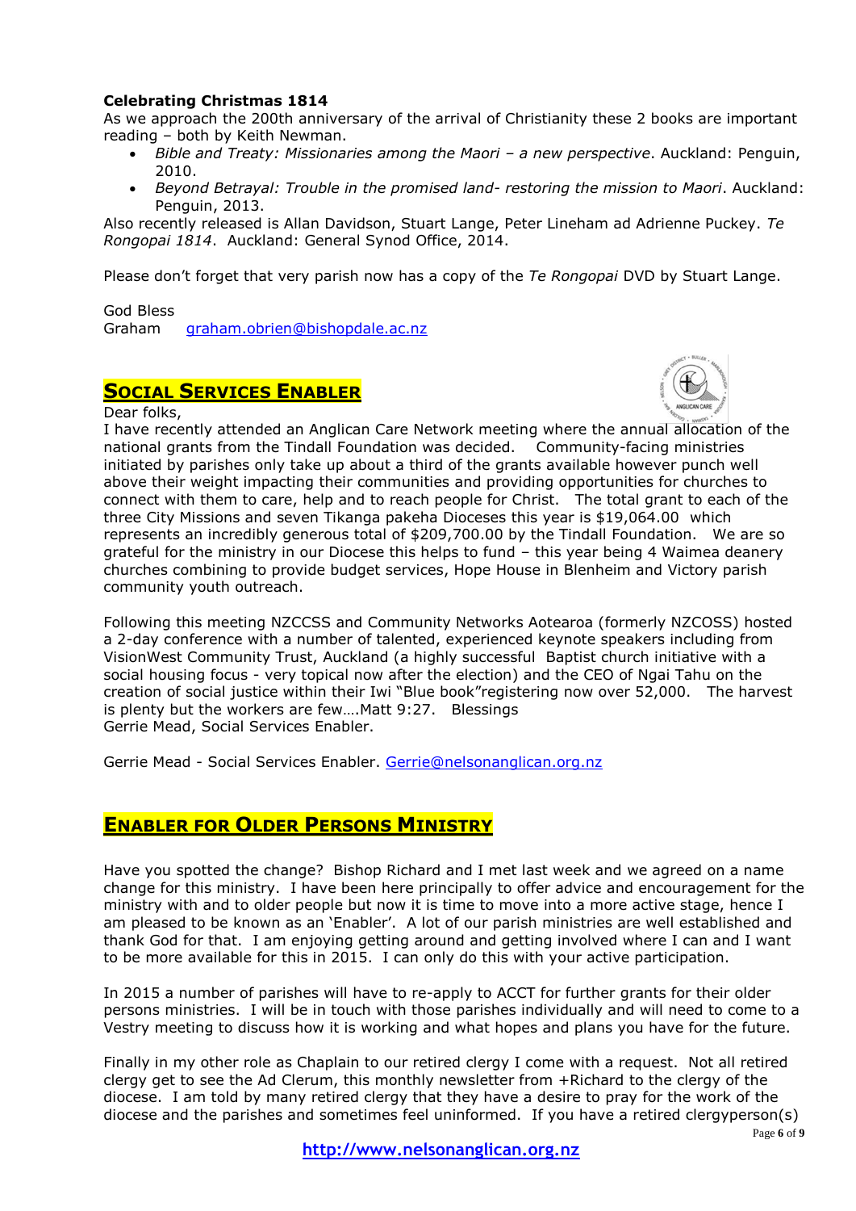**Celebrating Christmas 1814**

As we approach the 200th anniversary of the arrival of Christianity these 2 books are important reading – both by Keith Newman.

- *Bible and Treaty: Missionaries among the Maori – a new perspective*. Auckland: Penguin, 2010.
- *Beyond Betrayal: Trouble in the promised land- restoring the mission to Maori*. Auckland: Penguin, 2013.

Also recently released is Allan Davidson, Stuart Lange, Peter Lineham ad Adrienne Puckey. *Te Rongopai 1814*. Auckland: General Synod Office, 2014.

Please don't forget that very parish now has a copy of the *Te Rongopai* DVD by Stuart Lange.

God Bless
Graham graham.obrien@bishopdale.ac.nz

## SOCIAL SERVICES ENABLER

Dear folks,

I have recently attended an Anglican Care Network meeting where the annual allocation of the national grants from the Tindall Foundation was decided. Community-facing ministries initiated by parishes only take up about a third of the grants available however punch well above their weight impacting their communities and providing opportunities for churches to connect with them to care, help and to reach people for Christ. The total grant to each of the three City Missions and seven Tikanga pakeha Dioceses this year is $19,064.00 which represents an incredibly generous total of $209,700.00 by the Tindall Foundation. We are so grateful for the ministry in our Diocese this helps to fund – this year being 4 Waimea deanery churches combining to provide budget services, Hope House in Blenheim and Victory parish community youth outreach.

Following this meeting NZCCSS and Community Networks Aotearoa (formerly NZCOSS) hosted a 2-day conference with a number of talented, experienced keynote speakers including from VisionWest Community Trust, Auckland (a highly successful Baptist church initiative with a social housing focus - very topical now after the election) and the CEO of Ngai Tahu on the creation of social justice within their Iwi "Blue book"registering now over 52,000. The harvest is plenty but the workers are few….Matt 9:27. Blessings
Gerrie Mead, Social Services Enabler.

Gerrie Mead - Social Services Enabler. Gerrie@nelsonanglican.org.nz

## ENABLER FOR OLDER PERSONS MINISTRY

Have you spotted the change? Bishop Richard and I met last week and we agreed on a name change for this ministry. I have been here principally to offer advice and encouragement for the ministry with and to older people but now it is time to move into a more active stage, hence I am pleased to be known as an 'Enabler'. A lot of our parish ministries are well established and thank God for that. I am enjoying getting around and getting involved where I can and I want to be more available for this in 2015. I can only do this with your active participation.

In 2015 a number of parishes will have to re-apply to ACCT for further grants for their older persons ministries. I will be in touch with those parishes individually and will need to come to a Vestry meeting to discuss how it is working and what hopes and plans you have for the future.

Finally in my other role as Chaplain to our retired clergy I come with a request. Not all retired clergy get to see the Ad Clerum, this monthly newsletter from +Richard to the clergy of the diocese. I am told by many retired clergy that they have a desire to pray for the work of the diocese and the parishes and sometimes feel uninformed. If you have a retired clergyperson(s)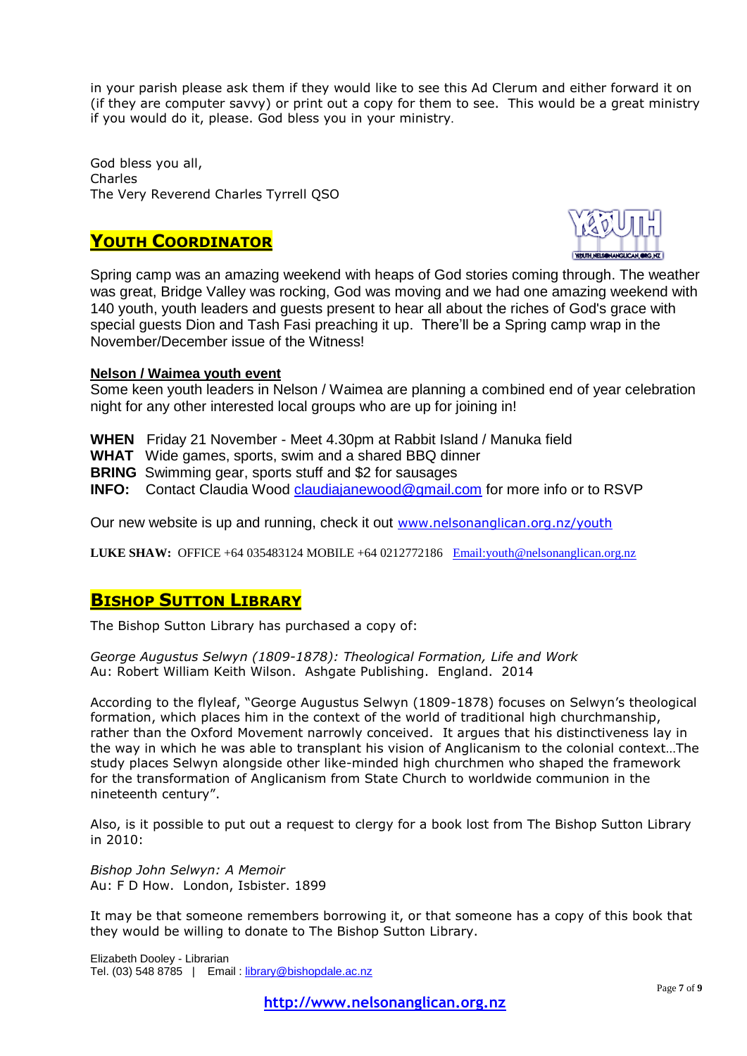in your parish please ask them if they would like to see this Ad Clerum and either forward it on (if they are computer savvy) or print out a copy for them to see. This would be a great ministry if you would do it, please. God bless you in your ministry.

God bless you all,
Charles
The Very Reverend Charles Tyrrell QSO

## **Youth Coordinator**

Spring camp was an amazing weekend with heaps of God stories coming through. The weather was great, Bridge Valley was rocking, God was moving and we had one amazing weekend with 140 youth, youth leaders and guests present to hear all about the riches of God's grace with special guests Dion and Tash Fasi preaching it up. There'll be a Spring camp wrap in the November/December issue of the Witness!

### **Nelson / Waimea youth event**

Some keen youth leaders in Nelson / Waimea are planning a combined end of year celebration night for any other interested local groups who are up for joining in!

**WHEN** Friday 21 November - Meet 4.30pm at Rabbit Island / Manuka field
**WHAT** Wide games, sports, swim and a shared BBQ dinner
**BRING** Swimming gear, sports stuff and $2 for sausages
**INFO:** Contact Claudia Wood claudiajanewood@gmail.com for more info or to RSVP

Our new website is up and running, check it out www.nelsonanglican.org.nz/youth

**LUKE SHAW:** OFFICE +64 035483124 MOBILE +64 0212772186 Email:youth@nelsonanglican.org.nz

## **Bishop Sutton Library**

The Bishop Sutton Library has purchased a copy of:

*George Augustus Selwyn (1809-1878): Theological Formation, Life and Work*
Au: Robert William Keith Wilson. Ashgate Publishing. England. 2014

According to the flyleaf, "George Augustus Selwyn (1809-1878) focuses on Selwyn's theological formation, which places him in the context of the world of traditional high churchmanship, rather than the Oxford Movement narrowly conceived. It argues that his distinctiveness lay in the way in which he was able to transplant his vision of Anglicanism to the colonial context…The study places Selwyn alongside other like-minded high churchmen who shaped the framework for the transformation of Anglicanism from State Church to worldwide communion in the nineteenth century".

Also, is it possible to put out a request to clergy for a book lost from The Bishop Sutton Library in 2010:

*Bishop John Selwyn: A Memoir*
Au: F D How. London, Isbister. 1899

It may be that someone remembers borrowing it, or that someone has a copy of this book that they would be willing to donate to The Bishop Sutton Library.

Elizabeth Dooley - Librarian
Tel. (03) 548 8785 | Email : library@bishopdale.ac.nz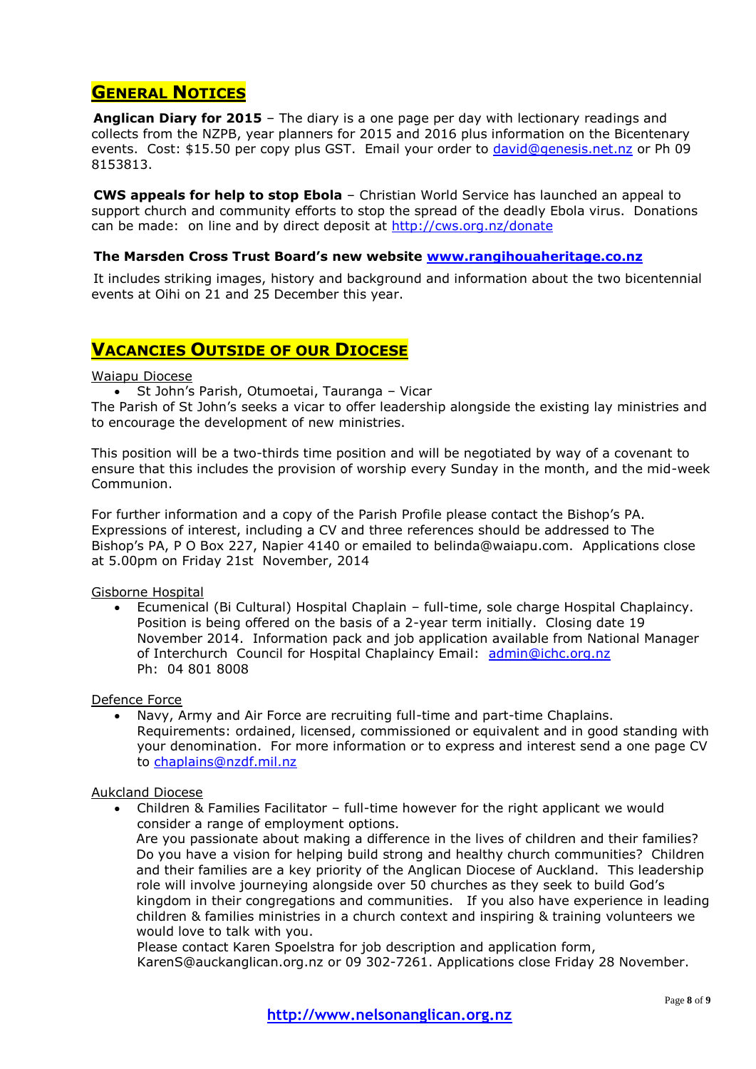## GENERAL NOTICES

**Anglican Diary for 2015** – The diary is a one page per day with lectionary readings and collects from the NZPB, year planners for 2015 and 2016 plus information on the Bicentenary events. Cost: $15.50 per copy plus GST. Email your order to david@genesis.net.nz or Ph 09 8153813.

**CWS appeals for help to stop Ebola** – Christian World Service has launched an appeal to support church and community efforts to stop the spread of the deadly Ebola virus. Donations can be made: on line and by direct deposit at http://cws.org.nz/donate

**The Marsden Cross Trust Board's new website www.rangihouaheritage.co.nz**

It includes striking images, history and background and information about the two bicentennial events at Oihi on 21 and 25 December this year.

## VACANCIES OUTSIDE OF OUR DIOCESE

Waiapu Diocese

- St John's Parish, Otumoetai, Tauranga – Vicar

The Parish of St John's seeks a vicar to offer leadership alongside the existing lay ministries and to encourage the development of new ministries.

This position will be a two-thirds time position and will be negotiated by way of a covenant to ensure that this includes the provision of worship every Sunday in the month, and the mid-week Communion.

For further information and a copy of the Parish Profile please contact the Bishop's PA. Expressions of interest, including a CV and three references should be addressed to The Bishop's PA, P O Box 227, Napier 4140 or emailed to belinda@waiapu.com. Applications close at 5.00pm on Friday 21st November, 2014

Gisborne Hospital

- Ecumenical (Bi Cultural) Hospital Chaplain – full-time, sole charge Hospital Chaplaincy. Position is being offered on the basis of a 2-year term initially. Closing date 19 November 2014. Information pack and job application available from National Manager of Interchurch Council for Hospital Chaplaincy Email: admin@ichc.org.nz
  Ph: 04 801 8008

Defence Force

- Navy, Army and Air Force are recruiting full-time and part-time Chaplains. Requirements: ordained, licensed, commissioned or equivalent and in good standing with your denomination. For more information or to express and interest send a one page CV to chaplains@nzdf.mil.nz

Aukcland Diocese

- Children & Families Facilitator – full-time however for the right applicant we would consider a range of employment options.
  Are you passionate about making a difference in the lives of children and their families? Do you have a vision for helping build strong and healthy church communities? Children and their families are a key priority of the Anglican Diocese of Auckland. This leadership role will involve journeying alongside over 50 churches as they seek to build God's kingdom in their congregations and communities. If you also have experience in leading children & families ministries in a church context and inspiring & training volunteers we would love to talk with you.
  Please contact Karen Spoelstra for job description and application form, KarenS@auckanglican.org.nz or 09 302-7261. Applications close Friday 28 November.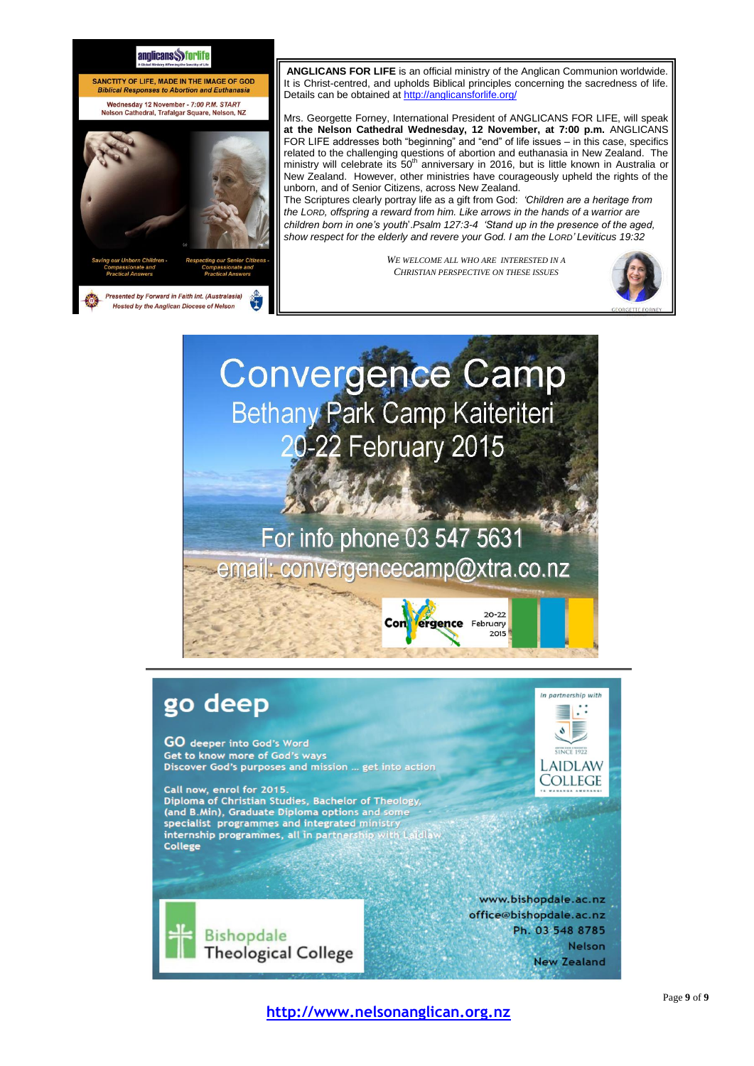anglicans for life
A Global Ministry Affirming the Sanctity of Life

**SANCTITY OF LIFE, MADE IN THE IMAGE OF GOD**
***Biblical Responses to Abortion and Euthanasia***

**Wednesday 12 November - *7:00 P.M. START***
**Nelson Cathedral, Trafalgar Square, Nelson, NZ**

*Saving our Unborn Children - Compassionate and Practical Answers*

*Respecting our Senior Citizens - Compassionate and Practical Answers*

*Presented by Forward in Faith Int. (Australasia)*
*Hosted by the Anglican Diocese of Nelson*

**ANGLICANS FOR LIFE** is an official ministry of the Anglican Communion worldwide. It is Christ-centred, and upholds Biblical principles concerning the sacredness of life. Details can be obtained at http://anglicansforlife.org/

Mrs. Georgette Forney, International President of ANGLICANS FOR LIFE, will speak **at the Nelson Cathedral Wednesday, 12 November, at 7:00 p.m.** ANGLICANS FOR LIFE addresses both "beginning" and "end" of life issues – in this case, specifics related to the challenging questions of abortion and euthanasia in New Zealand. The ministry will celebrate its 50th anniversary in 2016, but is little known in Australia or New Zealand. However, other ministries have courageously upheld the rights of the unborn, and of Senior Citizens, across New Zealand.

The Scriptures clearly portray life as a gift from God: *'Children are a heritage from the LORD, offspring a reward from him. Like arrows in the hands of a warrior are children born in one's youth*'.*Psalm 127:3-4 'Stand up in the presence of the aged, show respect for the elderly and revere your God. I am the LORD' Leviticus 19:32*

*WE WELCOME ALL WHO ARE INTERESTED IN A CHRISTIAN PERSPECTIVE ON THESE ISSUES*

GEORGETTE FORNEY

# Convergence Camp

## Bethany Park Camp Kaiteriteri
## 20-22 February 2015

For info phone 03 547 5631
email: convergencecamp@xtra.co.nz

Convergence 20-22 February 2015

---

# go deep

**GO deeper into God's Word**
**Get to know more of God's ways**
**Discover God's purposes and mission … get into action**

**Call now, enrol for 2015.**
**Diploma of Christian Studies, Bachelor of Theology, (and B.Min), Graduate Diploma options and some specialist programmes and integrated ministry internship programmes, all in partnership with Laidlaw College**

In partnership with
SINCE 1922
LAIDLAW COLLEGE
TE WANANGA AMORANGI

Bishopdale Theological College

www.bishopdale.ac.nz
office@bishopdale.ac.nz
Ph. 03 548 8785
Nelson
New Zealand

**http://www.nelsonanglican.org.nz**